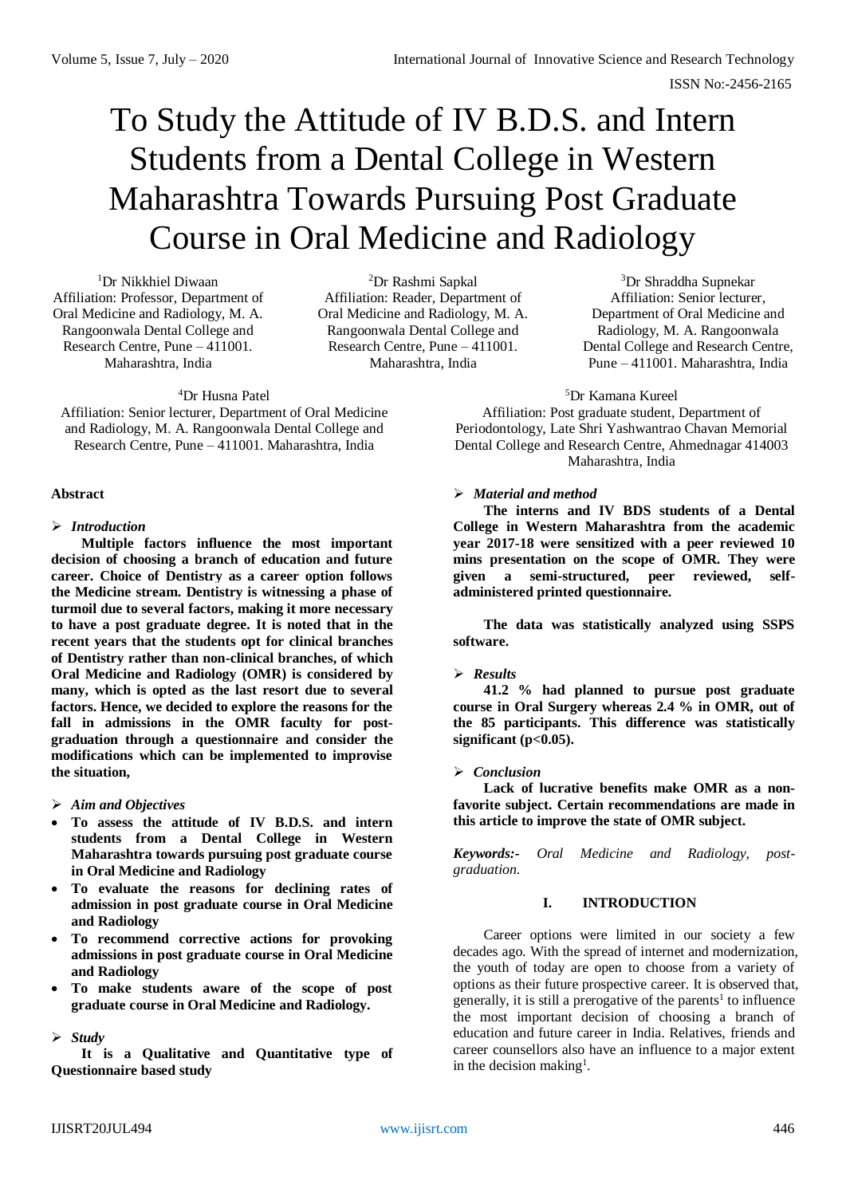# To Study the Attitude of IV B.D.S. and Intern Students from a Dental College in Western Maharashtra Towards Pursuing Post Graduate Course in Oral Medicine and Radiology

[1]Dr Nikkhiel Diwaan
Affiliation: Professor, Department of Oral Medicine and Radiology, M. A. Rangoonwala Dental College and Research Centre, Pune – 411001. Maharashtra, India

[2]Dr Rashmi Sapkal
Affiliation: Reader, Department of Oral Medicine and Radiology, M. A. Rangoonwala Dental College and Research Centre, Pune – 411001. Maharashtra, India

[3]Dr Shraddha Supnekar
Affiliation: Senior lecturer, Department of Oral Medicine and Radiology, M. A. Rangoonwala Dental College and Research Centre, Pune – 411001. Maharashtra, India

[4]Dr Husna Patel
Affiliation: Senior lecturer, Department of Oral Medicine and Radiology, M. A. Rangoonwala Dental College and Research Centre, Pune – 411001. Maharashtra, India

[5]Dr Kamana Kureel
Affiliation: Post graduate student, Department of Periodontology, Late Shri Yashwantrao Chavan Memorial Dental College and Research Centre, Ahmednagar 414003 Maharashtra, India

**Abstract**

- ***Introduction***

**Multiple factors influence the most important decision of choosing a branch of education and future career. Choice of Dentistry as a career option follows the Medicine stream. Dentistry is witnessing a phase of turmoil due to several factors, making it more necessary to have a post graduate degree. It is noted that in the recent years that the students opt for clinical branches of Dentistry rather than non-clinical branches, of which Oral Medicine and Radiology (OMR) is considered by many, which is opted as the last resort due to several factors. Hence, we decided to explore the reasons for the fall in admissions in the OMR faculty for post-graduation through a questionnaire and consider the modifications which can be implemented to improvise the situation,**

- ***Aim and Objectives***
  - **To assess the attitude of IV B.D.S. and intern students from a Dental College in Western Maharashtra towards pursuing post graduate course in Oral Medicine and Radiology**
  - **To evaluate the reasons for declining rates of admission in post graduate course in Oral Medicine and Radiology**
  - **To recommend corrective actions for provoking admissions in post graduate course in Oral Medicine and Radiology**
  - **To make students aware of the scope of post graduate course in Oral Medicine and Radiology.**

- ***Study***

**It is a Qualitative and Quantitative type of Questionnaire based study**

- ***Material and method***

**The interns and IV BDS students of a Dental College in Western Maharashtra from the academic year 2017-18 were sensitized with a peer reviewed 10 mins presentation on the scope of OMR. They were given a semi-structured, peer reviewed, self-administered printed questionnaire.**

**The data was statistically analyzed using SSPS software.**

- ***Results***

**41.2 % had planned to pursue post graduate course in Oral Surgery whereas 2.4 % in OMR, out of the 85 participants. This difference was statistically significant ($p<0.05$).**

- ***Conclusion***

**Lack of lucrative benefits make OMR as a non-favorite subject. Certain recommendations are made in this article to improve the state of OMR subject.**

***Keywords:-*** *Oral Medicine and Radiology, post-graduation.*

## I. INTRODUCTION

Career options were limited in our society a few decades ago. With the spread of internet and modernization, the youth of today are open to choose from a variety of options as their future prospective career. It is observed that, generally, it is still a prerogative of the parents[1] to influence the most important decision of choosing a branch of education and future career in India. Relatives, friends and career counsellors also have an influence to a major extent in the decision making[1].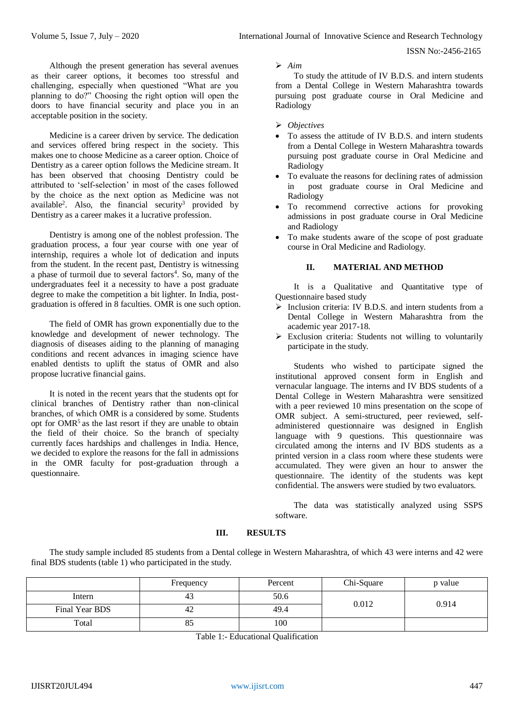Although the present generation has several avenues as their career options, it becomes too stressful and challenging, especially when questioned "What are you planning to do?" Choosing the right option will open the doors to have financial security and place you in an acceptable position in the society.

Medicine is a career driven by service. The dedication and services offered bring respect in the society. This makes one to choose Medicine as a career option. Choice of Dentistry as a career option follows the Medicine stream. It has been observed that choosing Dentistry could be attributed to 'self-selection' in most of the cases followed by the choice as the next option as Medicine was not available[2]. Also, the financial security[3] provided by Dentistry as a career makes it a lucrative profession.

Dentistry is among one of the noblest profession. The graduation process, a four year course with one year of internship, requires a whole lot of dedication and inputs from the student. In the recent past, Dentistry is witnessing a phase of turmoil due to several factors[4]. So, many of the undergraduates feel it a necessity to have a post graduate degree to make the competition a bit lighter. In India, post-graduation is offered in 8 faculties. OMR is one such option.

The field of OMR has grown exponentially due to the knowledge and development of newer technology. The diagnosis of diseases aiding to the planning of managing conditions and recent advances in imaging science have enabled dentists to uplift the status of OMR and also propose lucrative financial gains.

It is noted in the recent years that the students opt for clinical branches of Dentistry rather than non-clinical branches, of which OMR is a considered by some. Students opt for OMR[5] as the last resort if they are unable to obtain the field of their choice. So the branch of specialty currently faces hardships and challenges in India. Hence, we decided to explore the reasons for the fall in admissions in the OMR faculty for post-graduation through a questionnaire.

- *Aim*

To study the attitude of IV B.D.S. and intern students from a Dental College in Western Maharashtra towards pursuing post graduate course in Oral Medicine and Radiology

- *Objectives*

- To assess the attitude of IV B.D.S. and intern students from a Dental College in Western Maharashtra towards pursuing post graduate course in Oral Medicine and Radiology
- To evaluate the reasons for declining rates of admission in post graduate course in Oral Medicine and Radiology
- To recommend corrective actions for provoking admissions in post graduate course in Oral Medicine and Radiology
- To make students aware of the scope of post graduate course in Oral Medicine and Radiology.

## II. MATERIAL AND METHOD

It is a Qualitative and Quantitative type of Questionnaire based study

- Inclusion criteria: IV B.D.S. and intern students from a Dental College in Western Maharashtra from the academic year 2017-18.
- Exclusion criteria: Students not willing to voluntarily participate in the study.

Students who wished to participate signed the institutional approved consent form in English and vernacular language. The interns and IV BDS students of a Dental College in Western Maharashtra were sensitized with a peer reviewed 10 mins presentation on the scope of OMR subject. A semi-structured, peer reviewed, self-administered questionnaire was designed in English language with 9 questions. This questionnaire was circulated among the interns and IV BDS students as a printed version in a class room where these students were accumulated. They were given an hour to answer the questionnaire. The identity of the students was kept confidential. The answers were studied by two evaluators.

The data was statistically analyzed using SSPS software.

## III. RESULTS

The study sample included 85 students from a Dental college in Western Maharashtra, of which 43 were interns and 42 were final BDS students (table 1) who participated in the study.

| | Frequency | Percent | Chi-Square | p value |
|---|---|---|---|---|
| Intern | 43 | 50.6 | 0.012 | 0.914 |
| Final Year BDS | 42 | 49.4 | | |
| Total | 85 | 100 | | |

Table 1:- Educational Qualification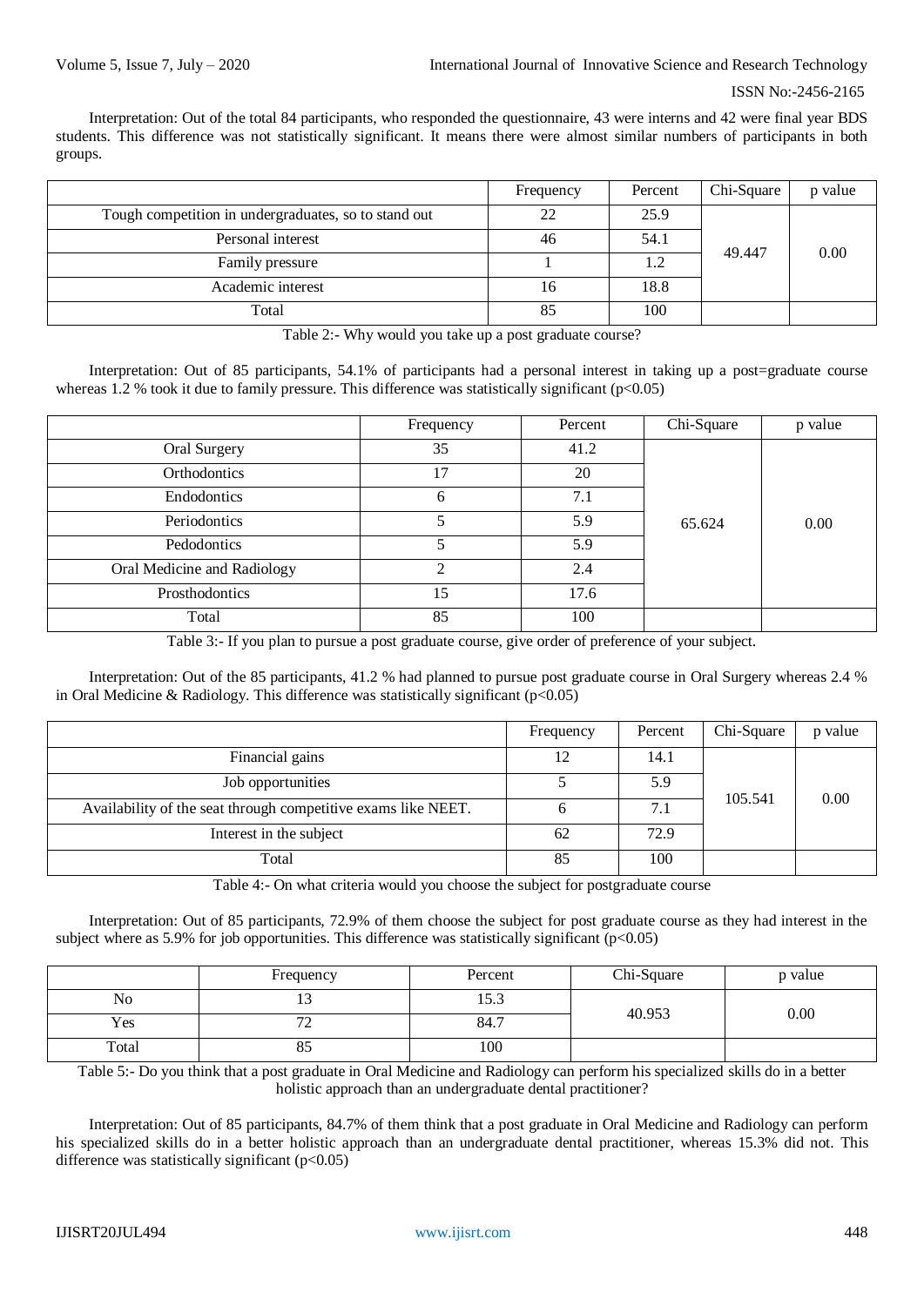Interpretation: Out of the total 84 participants, who responded the questionnaire, 43 were interns and 42 were final year BDS students. This difference was not statistically significant. It means there were almost similar numbers of participants in both groups.

| | Frequency | Percent | Chi-Square | p value |
|---|---|---|---|---|
| Tough competition in undergraduates, so to stand out | 22 | 25.9 | 49.447 | 0.00 |
| Personal interest | 46 | 54.1 | | |
| Family pressure | 1 | 1.2 | | |
| Academic interest | 16 | 18.8 | | |
| Total | 85 | 100 | | |

Table 2:- Why would you take up a post graduate course?

Interpretation: Out of 85 participants, 54.1% of participants had a personal interest in taking up a post=graduate course whereas 1.2 % took it due to family pressure. This difference was statistically significant ($p<0.05$)

| | Frequency | Percent | Chi-Square | p value |
|---|---|---|---|---|
| Oral Surgery | 35 | 41.2 | 65.624 | 0.00 |
| Orthodontics | 17 | 20 | | |
| Endodontics | 6 | 7.1 | | |
| Periodontics | 5 | 5.9 | | |
| Pedodontics | 5 | 5.9 | | |
| Oral Medicine and Radiology | 2 | 2.4 | | |
| Prosthodontics | 15 | 17.6 | | |
| Total | 85 | 100 | | |

Table 3:- If you plan to pursue a post graduate course, give order of preference of your subject.

Interpretation: Out of the 85 participants, 41.2 % had planned to pursue post graduate course in Oral Surgery whereas 2.4 % in Oral Medicine & Radiology. This difference was statistically significant ($p<0.05$)

| | Frequency | Percent | Chi-Square | p value |
|---|---|---|---|---|
| Financial gains | 12 | 14.1 | 105.541 | 0.00 |
| Job opportunities | 5 | 5.9 | | |
| Availability of the seat through competitive exams like NEET. | 6 | 7.1 | | |
| Interest in the subject | 62 | 72.9 | | |
| Total | 85 | 100 | | |

Table 4:- On what criteria would you choose the subject for postgraduate course

Interpretation: Out of 85 participants, 72.9% of them choose the subject for post graduate course as they had interest in the subject where as 5.9% for job opportunities. This difference was statistically significant ($p<0.05$)

| | Frequency | Percent | Chi-Square | p value |
|---|---|---|---|---|
| No | 13 | 15.3 | 40.953 | 0.00 |
| Yes | 72 | 84.7 | | |
| Total | 85 | 100 | | |

Table 5:- Do you think that a post graduate in Oral Medicine and Radiology can perform his specialized skills do in a better holistic approach than an undergraduate dental practitioner?

Interpretation: Out of 85 participants, 84.7% of them think that a post graduate in Oral Medicine and Radiology can perform his specialized skills do in a better holistic approach than an undergraduate dental practitioner, whereas 15.3% did not. This difference was statistically significant ($p<0.05$)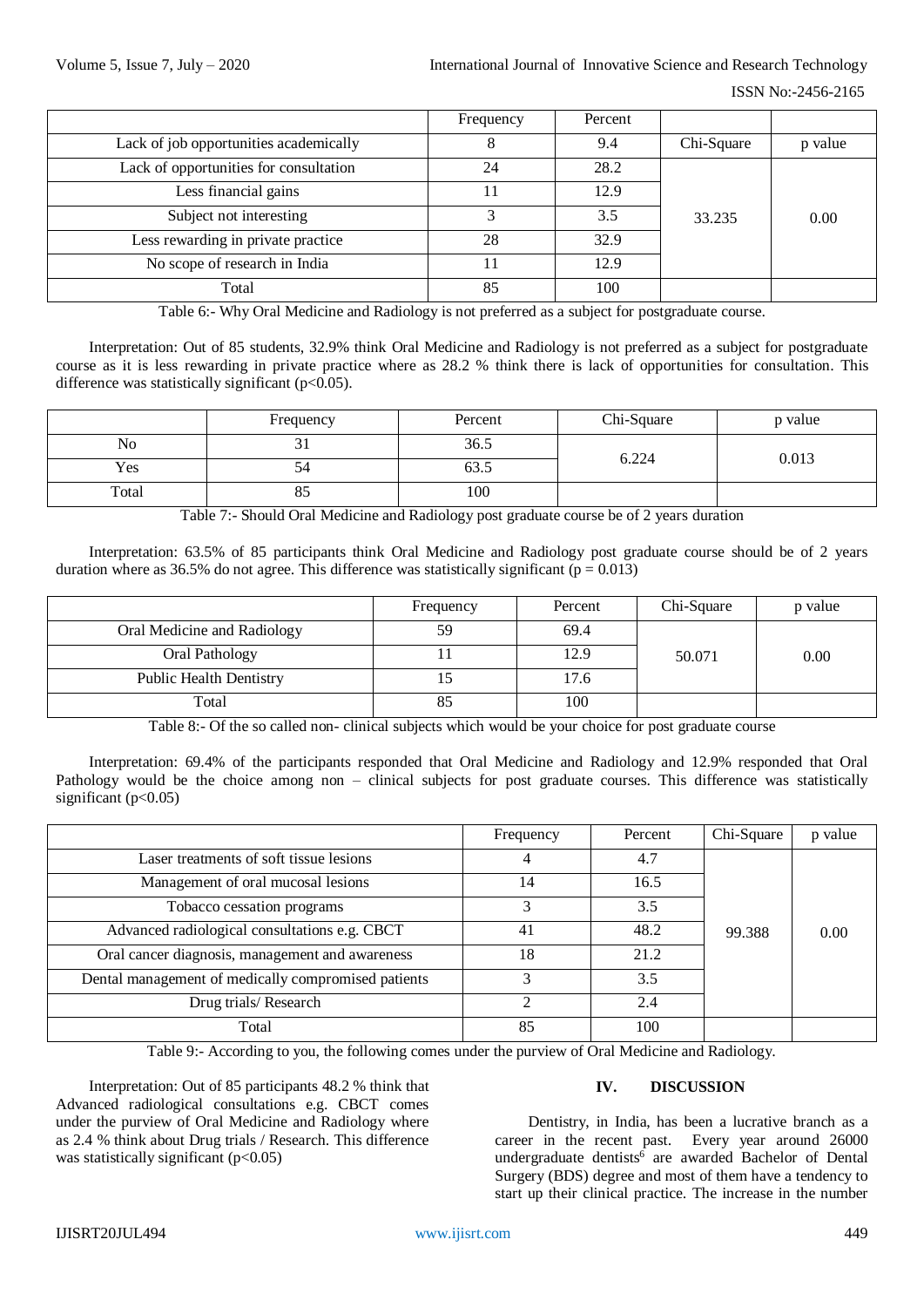| | Frequency | Percent | | |
|---|---|---|---|---|
| Lack of job opportunities academically | 8 | 9.4 | Chi-Square | p value |
| Lack of opportunities for consultation | 24 | 28.2 | 33.235 | 0.00 |
| Less financial gains | 11 | 12.9 | | |
| Subject not interesting | 3 | 3.5 | | |
| Less rewarding in private practice | 28 | 32.9 | | |
| No scope of research in India | 11 | 12.9 | | |
| Total | 85 | 100 | | |

Table 6:- Why Oral Medicine and Radiology is not preferred as a subject for postgraduate course.

Interpretation: Out of 85 students, 32.9% think Oral Medicine and Radiology is not preferred as a subject for postgraduate course as it is less rewarding in private practice where as 28.2 % think there is lack of opportunities for consultation. This difference was statistically significant ($p<0.05$).

| | Frequency | Percent | Chi-Square | p value |
|---|---|---|---|---|
| No | 31 | 36.5 | 6.224 | 0.013 |
| Yes | 54 | 63.5 | | |
| Total | 85 | 100 | | |

Table 7:- Should Oral Medicine and Radiology post graduate course be of 2 years duration

Interpretation: 63.5% of 85 participants think Oral Medicine and Radiology post graduate course should be of 2 years duration where as 36.5% do not agree. This difference was statistically significant ($p = 0.013$)

| | Frequency | Percent | Chi-Square | p value |
|---|---|---|---|---|
| Oral Medicine and Radiology | 59 | 69.4 | 50.071 | 0.00 |
| Oral Pathology | 11 | 12.9 | | |
| Public Health Dentistry | 15 | 17.6 | | |
| Total | 85 | 100 | | |

Table 8:- Of the so called non- clinical subjects which would be your choice for post graduate course

Interpretation: 69.4% of the participants responded that Oral Medicine and Radiology and 12.9% responded that Oral Pathology would be the choice among non – clinical subjects for post graduate courses. This difference was statistically significant ($p<0.05$)

| | Frequency | Percent | Chi-Square | p value |
|---|---|---|---|---|
| Laser treatments of soft tissue lesions | 4 | 4.7 | 99.388 | 0.00 |
| Management of oral mucosal lesions | 14 | 16.5 | | |
| Tobacco cessation programs | 3 | 3.5 | | |
| Advanced radiological consultations e.g. CBCT | 41 | 48.2 | | |
| Oral cancer diagnosis, management and awareness | 18 | 21.2 | | |
| Dental management of medically compromised patients | 3 | 3.5 | | |
| Drug trials/ Research | 2 | 2.4 | | |
| Total | 85 | 100 | | |

Table 9:- According to you, the following comes under the purview of Oral Medicine and Radiology.

Interpretation: Out of 85 participants 48.2 % think that Advanced radiological consultations e.g. CBCT comes under the purview of Oral Medicine and Radiology where as 2.4 % think about Drug trials / Research. This difference was statistically significant ($p<0.05$)

## IV. DISCUSSION

Dentistry, in India, has been a lucrative branch as a career in the recent past. Every year around 26000 undergraduate dentists[6] are awarded Bachelor of Dental Surgery (BDS) degree and most of them have a tendency to start up their clinical practice. The increase in the number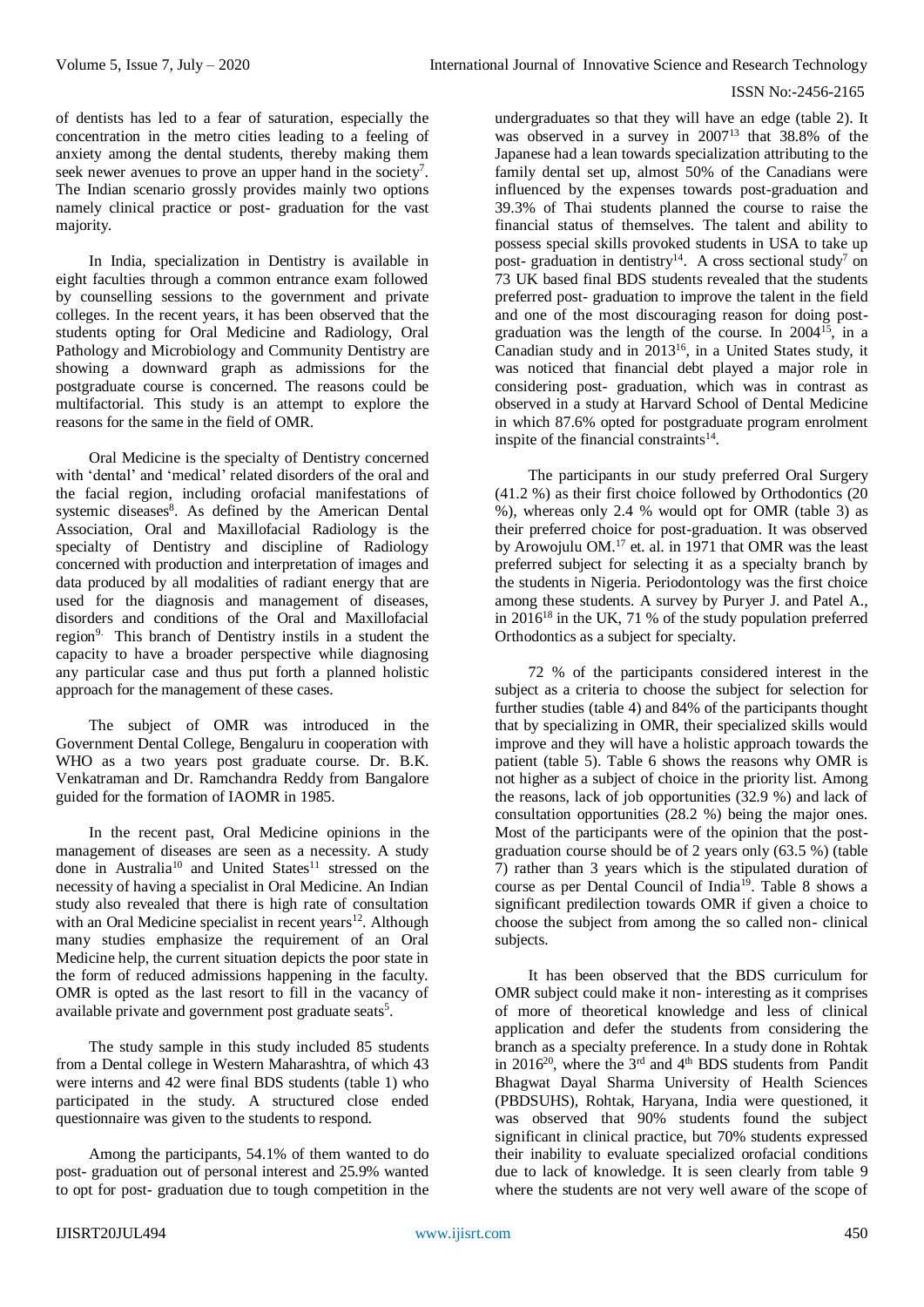of dentists has led to a fear of saturation, especially the concentration in the metro cities leading to a feeling of anxiety among the dental students, thereby making them seek newer avenues to prove an upper hand in the society[7]. The Indian scenario grossly provides mainly two options namely clinical practice or post- graduation for the vast majority.

In India, specialization in Dentistry is available in eight faculties through a common entrance exam followed by counselling sessions to the government and private colleges. In the recent years, it has been observed that the students opting for Oral Medicine and Radiology, Oral Pathology and Microbiology and Community Dentistry are showing a downward graph as admissions for the postgraduate course is concerned. The reasons could be multifactorial. This study is an attempt to explore the reasons for the same in the field of OMR.

Oral Medicine is the specialty of Dentistry concerned with 'dental' and 'medical' related disorders of the oral and the facial region, including orofacial manifestations of systemic diseases[8]. As defined by the American Dental Association, Oral and Maxillofacial Radiology is the specialty of Dentistry and discipline of Radiology concerned with production and interpretation of images and data produced by all modalities of radiant energy that are used for the diagnosis and management of diseases, disorders and conditions of the Oral and Maxillofacial region[9]. This branch of Dentistry instils in a student the capacity to have a broader perspective while diagnosing any particular case and thus put forth a planned holistic approach for the management of these cases.

The subject of OMR was introduced in the Government Dental College, Bengaluru in cooperation with WHO as a two years post graduate course. Dr. B.K. Venkatraman and Dr. Ramchandra Reddy from Bangalore guided for the formation of IAOMR in 1985.

In the recent past, Oral Medicine opinions in the management of diseases are seen as a necessity. A study done in Australia[10] and United States[11] stressed on the necessity of having a specialist in Oral Medicine. An Indian study also revealed that there is high rate of consultation with an Oral Medicine specialist in recent years[12]. Although many studies emphasize the requirement of an Oral Medicine help, the current situation depicts the poor state in the form of reduced admissions happening in the faculty. OMR is opted as the last resort to fill in the vacancy of available private and government post graduate seats[5].

The study sample in this study included 85 students from a Dental college in Western Maharashtra, of which 43 were interns and 42 were final BDS students (table 1) who participated in the study. A structured close ended questionnaire was given to the students to respond.

Among the participants, 54.1% of them wanted to do post- graduation out of personal interest and 25.9% wanted to opt for post- graduation due to tough competition in the undergraduates so that they will have an edge (table 2). It was observed in a survey in 2007[13] that 38.8% of the Japanese had a lean towards specialization attributing to the family dental set up, almost 50% of the Canadians were influenced by the expenses towards post-graduation and 39.3% of Thai students planned the course to raise the financial status of themselves. The talent and ability to possess special skills provoked students in USA to take up post- graduation in dentistry[14]. A cross sectional study[7] on 73 UK based final BDS students revealed that the students preferred post- graduation to improve the talent in the field and one of the most discouraging reason for doing post-graduation was the length of the course. In 2004[15], in a Canadian study and in 2013[16], in a United States study, it was noticed that financial debt played a major role in considering post- graduation, which was in contrast as observed in a study at Harvard School of Dental Medicine in which 87.6% opted for postgraduate program enrolment inspite of the financial constraints[14].

The participants in our study preferred Oral Surgery (41.2 %) as their first choice followed by Orthodontics (20 %), whereas only 2.4 % would opt for OMR (table 3) as their preferred choice for post-graduation. It was observed by Arowojulu OM.[17] et. al. in 1971 that OMR was the least preferred subject for selecting it as a specialty branch by the students in Nigeria. Periodontology was the first choice among these students. A survey by Puryer J. and Patel A., in 2016[18] in the UK, 71 % of the study population preferred Orthodontics as a subject for specialty.

72 % of the participants considered interest in the subject as a criteria to choose the subject for selection for further studies (table 4) and 84% of the participants thought that by specializing in OMR, their specialized skills would improve and they will have a holistic approach towards the patient (table 5). Table 6 shows the reasons why OMR is not higher as a subject of choice in the priority list. Among the reasons, lack of job opportunities (32.9 %) and lack of consultation opportunities (28.2 %) being the major ones. Most of the participants were of the opinion that the post-graduation course should be of 2 years only (63.5 %) (table 7) rather than 3 years which is the stipulated duration of course as per Dental Council of India[19]. Table 8 shows a significant predilection towards OMR if given a choice to choose the subject from among the so called non- clinical subjects.

It has been observed that the BDS curriculum for OMR subject could make it non- interesting as it comprises of more of theoretical knowledge and less of clinical application and defer the students from considering the branch as a specialty preference. In a study done in Rohtak in 2016[20], where the 3rd and 4th BDS students from Pandit Bhagwat Dayal Sharma University of Health Sciences (PBDSUHS), Rohtak, Haryana, India were questioned, it was observed that 90% students found the subject significant in clinical practice, but 70% students expressed their inability to evaluate specialized orofacial conditions due to lack of knowledge. It is seen clearly from table 9 where the students are not very well aware of the scope of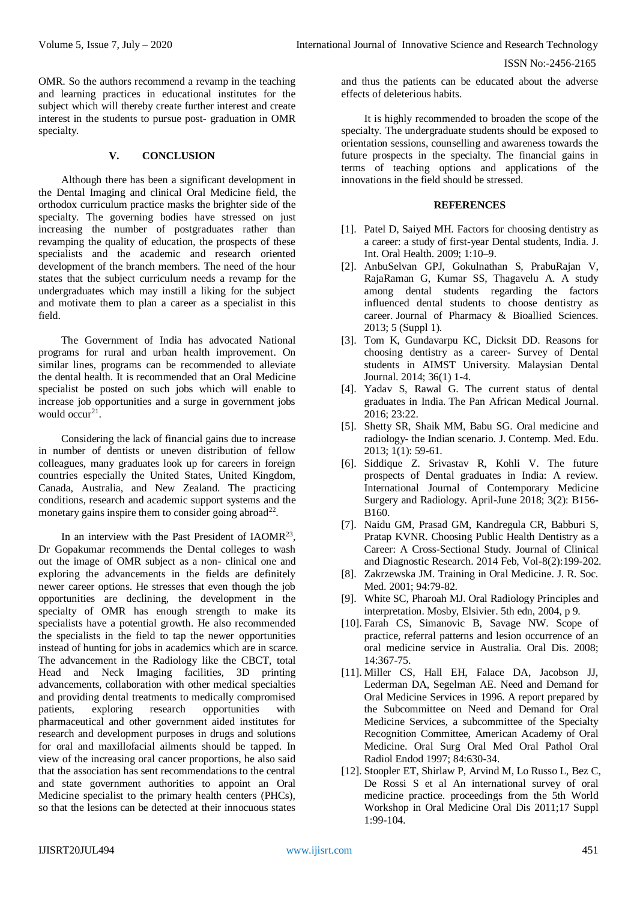OMR. So the authors recommend a revamp in the teaching and learning practices in educational institutes for the subject which will thereby create further interest and create interest in the students to pursue post- graduation in OMR specialty.

## V. CONCLUSION

Although there has been a significant development in the Dental Imaging and clinical Oral Medicine field, the orthodox curriculum practice masks the brighter side of the specialty. The governing bodies have stressed on just increasing the number of postgraduates rather than revamping the quality of education, the prospects of these specialists and the academic and research oriented development of the branch members. The need of the hour states that the subject curriculum needs a revamp for the undergraduates which may instill a liking for the subject and motivate them to plan a career as a specialist in this field.

The Government of India has advocated National programs for rural and urban health improvement. On similar lines, programs can be recommended to alleviate the dental health. It is recommended that an Oral Medicine specialist be posted on such jobs which will enable to increase job opportunities and a surge in government jobs would occur[21].

Considering the lack of financial gains due to increase in number of dentists or uneven distribution of fellow colleagues, many graduates look up for careers in foreign countries especially the United States, United Kingdom, Canada, Australia, and New Zealand. The practicing conditions, research and academic support systems and the monetary gains inspire them to consider going abroad[22].

In an interview with the Past President of IAOMR[23], Dr Gopakumar recommends the Dental colleges to wash out the image of OMR subject as a non- clinical one and exploring the advancements in the fields are definitely newer career options. He stresses that even though the job opportunities are declining, the development in the specialty of OMR has enough strength to make its specialists have a potential growth. He also recommended the specialists in the field to tap the newer opportunities instead of hunting for jobs in academics which are in scarce. The advancement in the Radiology like the CBCT, total Head and Neck Imaging facilities, 3D printing advancements, collaboration with other medical specialties and providing dental treatments to medically compromised patients, exploring research opportunities with pharmaceutical and other government aided institutes for research and development purposes in drugs and solutions for oral and maxillofacial ailments should be tapped. In view of the increasing oral cancer proportions, he also said that the association has sent recommendations to the central and state government authorities to appoint an Oral Medicine specialist to the primary health centers (PHCs), so that the lesions can be detected at their innocuous states and thus the patients can be educated about the adverse effects of deleterious habits.

It is highly recommended to broaden the scope of the specialty. The undergraduate students should be exposed to orientation sessions, counselling and awareness towards the future prospects in the specialty. The financial gains in terms of teaching options and applications of the innovations in the field should be stressed.

## REFERENCES

[1]. Patel D, Saiyed MH. Factors for choosing dentistry as a career: a study of first-year Dental students, India. J. Int. Oral Health. 2009; 1:10–9.

[2]. AnbuSelvan GPJ, Gokulnathan S, PrabuRajan V, RajaRaman G, Kumar SS, Thagavelu A. A study among dental students regarding the factors influenced dental students to choose dentistry as career. Journal of Pharmacy & Bioallied Sciences. 2013; 5 (Suppl 1).

[3]. Tom K, Gundavarpu KC, Dicksit DD. Reasons for choosing dentistry as a career- Survey of Dental students in AIMST University. Malaysian Dental Journal. 2014; 36(1) 1-4.

[4]. Yadav S, Rawal G. The current status of dental graduates in India. The Pan African Medical Journal. 2016; 23:22.

[5]. Shetty SR, Shaik MM, Babu SG. Oral medicine and radiology- the Indian scenario. J. Contemp. Med. Edu. 2013; 1(1): 59-61.

[6]. Siddique Z. Srivastav R, Kohli V. The future prospects of Dental graduates in India: A review. International Journal of Contemporary Medicine Surgery and Radiology. April-June 2018; 3(2): B156-B160.

[7]. Naidu GM, Prasad GM, Kandregula CR, Babburi S, Pratap KVNR. Choosing Public Health Dentistry as a Career: A Cross-Sectional Study. Journal of Clinical and Diagnostic Research. 2014 Feb, Vol-8(2):199-202.

[8]. Zakrzewska JM. Training in Oral Medicine. J. R. Soc. Med. 2001; 94:79-82.

[9]. White SC, Pharoah MJ. Oral Radiology Principles and interpretation. Mosby, Elsivier. 5th edn, 2004, p 9.

[10]. Farah CS, Simanovic B, Savage NW. Scope of practice, referral patterns and lesion occurrence of an oral medicine service in Australia. Oral Dis. 2008; 14:367-75.

[11]. Miller CS, Hall EH, Falace DA, Jacobson JJ, Lederman DA, Segelman AE. Need and Demand for Oral Medicine Services in 1996. A report prepared by the Subcommittee on Need and Demand for Oral Medicine Services, a subcommittee of the Specialty Recognition Committee, American Academy of Oral Medicine. Oral Surg Oral Med Oral Pathol Oral Radiol Endod 1997; 84:630-34.

[12]. Stoopler ET, Shirlaw P, Arvind M, Lo Russo L, Bez C, De Rossi S et al An international survey of oral medicine practice. proceedings from the 5th World Workshop in Oral Medicine Oral Dis 2011;17 Suppl 1:99-104.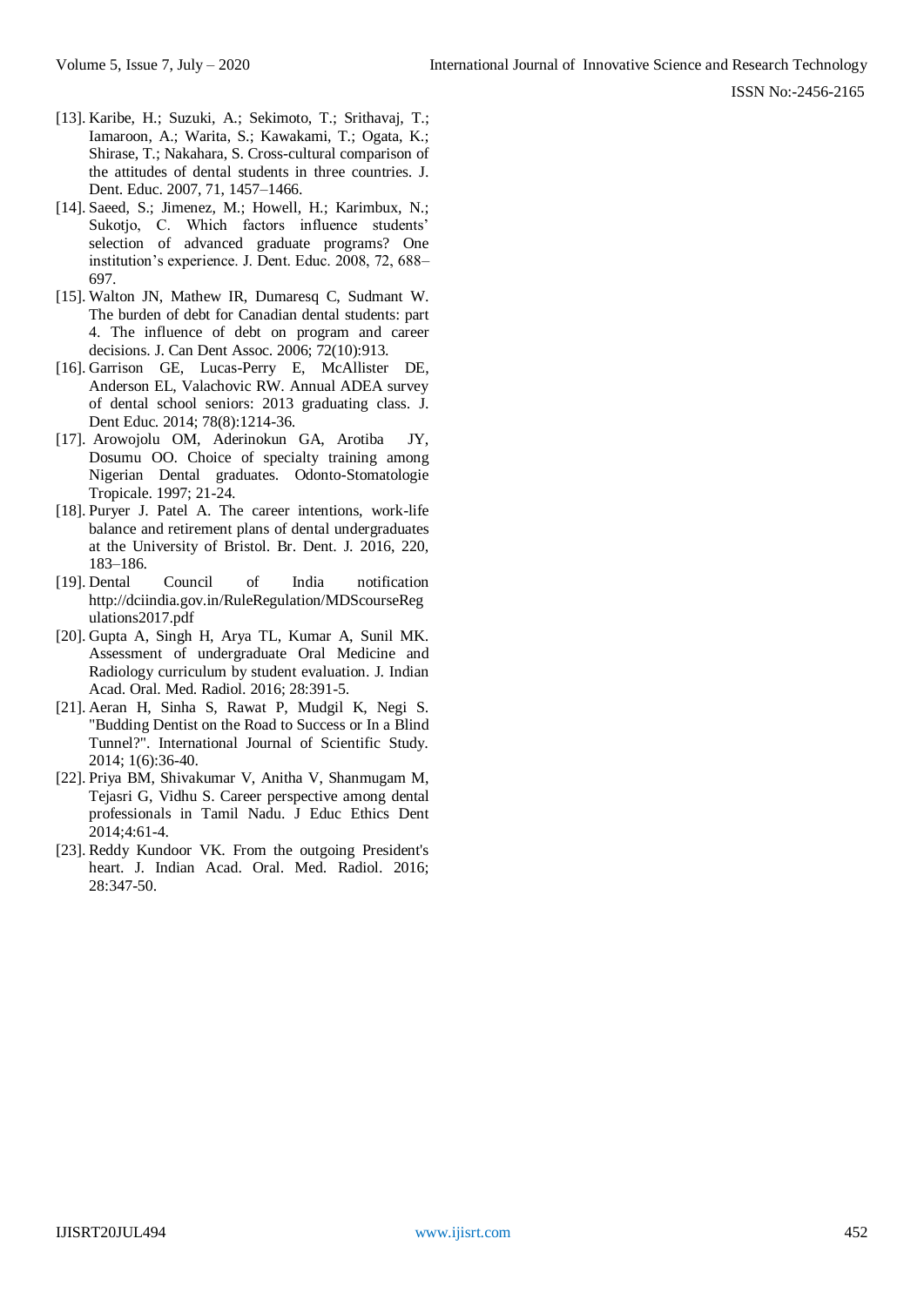[13]. Karibe, H.; Suzuki, A.; Sekimoto, T.; Srithavaj, T.; Iamaroon, A.; Warita, S.; Kawakami, T.; Ogata, K.; Shirase, T.; Nakahara, S. Cross-cultural comparison of the attitudes of dental students in three countries. J. Dent. Educ. 2007, 71, 1457–1466.

[14]. Saeed, S.; Jimenez, M.; Howell, H.; Karimbux, N.; Sukotjo, C. Which factors influence students' selection of advanced graduate programs? One institution's experience. J. Dent. Educ. 2008, 72, 688–697.

[15]. Walton JN, Mathew IR, Dumaresq C, Sudmant W. The burden of debt for Canadian dental students: part 4. The influence of debt on program and career decisions. J. Can Dent Assoc. 2006; 72(10):913.

[16]. Garrison GE, Lucas-Perry E, McAllister DE, Anderson EL, Valachovic RW. Annual ADEA survey of dental school seniors: 2013 graduating class. J. Dent Educ. 2014; 78(8):1214-36.

[17]. Arowojolu OM, Aderinokun GA, Arotiba JY, Dosumu OO. Choice of specialty training among Nigerian Dental graduates. Odonto-Stomatologie Tropicale. 1997; 21-24.

[18]. Puryer J. Patel A. The career intentions, work-life balance and retirement plans of dental undergraduates at the University of Bristol. Br. Dent. J. 2016, 220, 183–186.

[19]. Dental Council of India notification http://dciindia.gov.in/RuleRegulation/MDScourseRegulations2017.pdf

[20]. Gupta A, Singh H, Arya TL, Kumar A, Sunil MK. Assessment of undergraduate Oral Medicine and Radiology curriculum by student evaluation. J. Indian Acad. Oral. Med. Radiol. 2016; 28:391-5.

[21]. Aeran H, Sinha S, Rawat P, Mudgil K, Negi S. "Budding Dentist on the Road to Success or In a Blind Tunnel?". International Journal of Scientific Study. 2014; 1(6):36-40.

[22]. Priya BM, Shivakumar V, Anitha V, Shanmugam M, Tejasri G, Vidhu S. Career perspective among dental professionals in Tamil Nadu. J Educ Ethics Dent 2014;4:61-4.

[23]. Reddy Kundoor VK. From the outgoing President's heart. J. Indian Acad. Oral. Med. Radiol. 2016; 28:347-50.